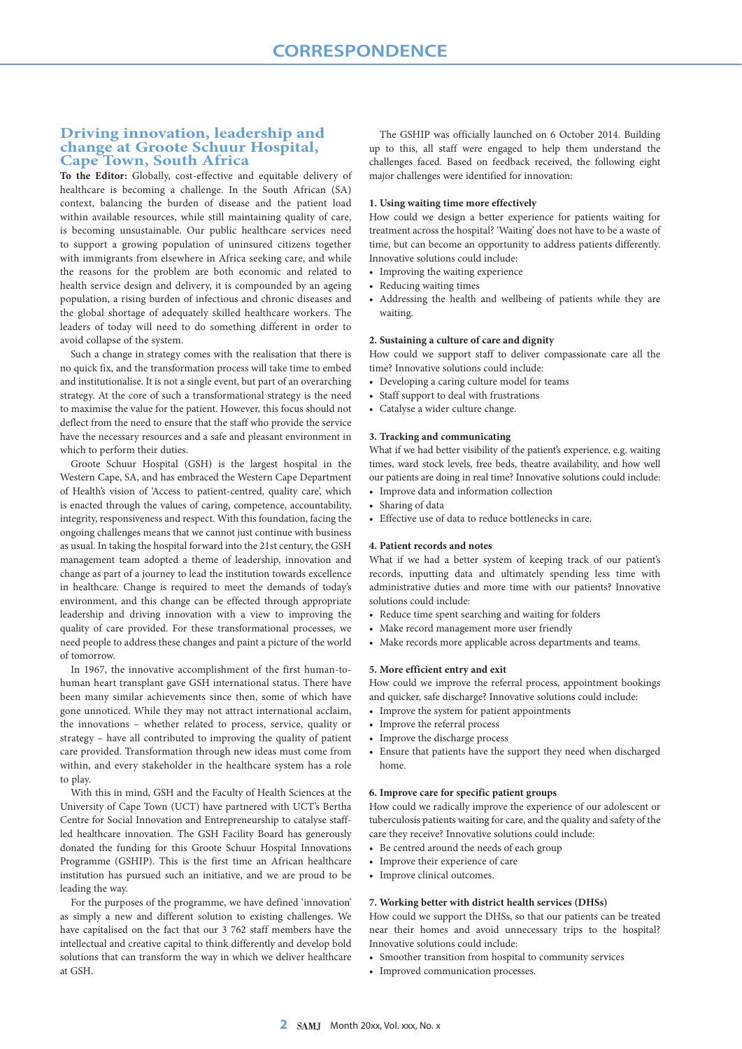# CORRESPONDENCE

## Driving innovation, leadership and change at Groote Schuur Hospital, Cape Town, South Africa

**To the Editor:** Globally, cost-effective and equitable delivery of healthcare is becoming a challenge. In the South African (SA) context, balancing the burden of disease and the patient load within available resources, while still maintaining quality of care, is becoming unsustainable. Our public healthcare services need to support a growing population of uninsured citizens together with immigrants from elsewhere in Africa seeking care, and while the reasons for the problem are both economic and related to health service design and delivery, it is compounded by an ageing population, a rising burden of infectious and chronic diseases and the global shortage of adequately skilled healthcare workers. The leaders of today will need to do something different in order to avoid collapse of the system.

Such a change in strategy comes with the realisation that there is no quick fix, and the transformation process will take time to embed and institutionalise. It is not a single event, but part of an overarching strategy. At the core of such a transformational strategy is the need to maximise the value for the patient. However, this focus should not deflect from the need to ensure that the staff who provide the service have the necessary resources and a safe and pleasant environment in which to perform their duties.

Groote Schuur Hospital (GSH) is the largest hospital in the Western Cape, SA, and has embraced the Western Cape Department of Health's vision of 'Access to patient-centred, quality care', which is enacted through the values of caring, competence, accountability, integrity, responsiveness and respect. With this foundation, facing the ongoing challenges means that we cannot just continue with business as usual. In taking the hospital forward into the 21st century, the GSH management team adopted a theme of leadership, innovation and change as part of a journey to lead the institution towards excellence in healthcare. Change is required to meet the demands of today's environment, and this change can be effected through appropriate leadership and driving innovation with a view to improving the quality of care provided. For these transformational processes, we need people to address these changes and paint a picture of the world of tomorrow.

In 1967, the innovative accomplishment of the first human-to-human heart transplant gave GSH international status. There have been many similar achievements since then, some of which have gone unnoticed. While they may not attract international acclaim, the innovations – whether related to process, service, quality or strategy – have all contributed to improving the quality of patient care provided. Transformation through new ideas must come from within, and every stakeholder in the healthcare system has a role to play.

With this in mind, GSH and the Faculty of Health Sciences at the University of Cape Town (UCT) have partnered with UCT's Bertha Centre for Social Innovation and Entrepreneurship to catalyse staff-led healthcare innovation. The GSH Facility Board has generously donated the funding for this Groote Schuur Hospital Innovations Programme (GSHIP). This is the first time an African healthcare institution has pursued such an initiative, and we are proud to be leading the way.

For the purposes of the programme, we have defined 'innovation' as simply a new and different solution to existing challenges. We have capitalised on the fact that our 3 762 staff members have the intellectual and creative capital to think differently and develop bold solutions that can transform the way in which we deliver healthcare at GSH.

The GSHIP was officially launched on 6 October 2014. Building up to this, all staff were engaged to help them understand the challenges faced. Based on feedback received, the following eight major challenges were identified for innovation:

**1. Using waiting time more effectively**

How could we design a better experience for patients waiting for treatment across the hospital? 'Waiting' does not have to be a waste of time, but can become an opportunity to address patients differently. Innovative solutions could include:

- Improving the waiting experience
- Reducing waiting times
- Addressing the health and wellbeing of patients while they are waiting.

**2. Sustaining a culture of care and dignity**

How could we support staff to deliver compassionate care all the time? Innovative solutions could include:

- Developing a caring culture model for teams
- Staff support to deal with frustrations
- Catalyse a wider culture change.

**3. Tracking and communicating**

What if we had better visibility of the patient's experience, e.g. waiting times, ward stock levels, free beds, theatre availability, and how well our patients are doing in real time? Innovative solutions could include:

- Improve data and information collection
- Sharing of data
- Effective use of data to reduce bottlenecks in care.

**4. Patient records and notes**

What if we had a better system of keeping track of our patient's records, inputting data and ultimately spending less time with administrative duties and more time with our patients? Innovative solutions could include:

- Reduce time spent searching and waiting for folders
- Make record management more user friendly
- Make records more applicable across departments and teams.

**5. More efficient entry and exit**

How could we improve the referral process, appointment bookings and quicker, safe discharge? Innovative solutions could include:

- Improve the system for patient appointments
- Improve the referral process
- Improve the discharge process
- Ensure that patients have the support they need when discharged home.

**6. Improve care for specific patient groups**

How could we radically improve the experience of our adolescent or tuberculosis patients waiting for care, and the quality and safety of the care they receive? Innovative solutions could include:

- Be centred around the needs of each group
- Improve their experience of care
- Improve clinical outcomes.

**7. Working better with district health services (DHSs)**

How could we support the DHSs, so that our patients can be treated near their homes and avoid unnecessary trips to the hospital? Innovative solutions could include:

- Smoother transition from hospital to community services
- Improved communication processes.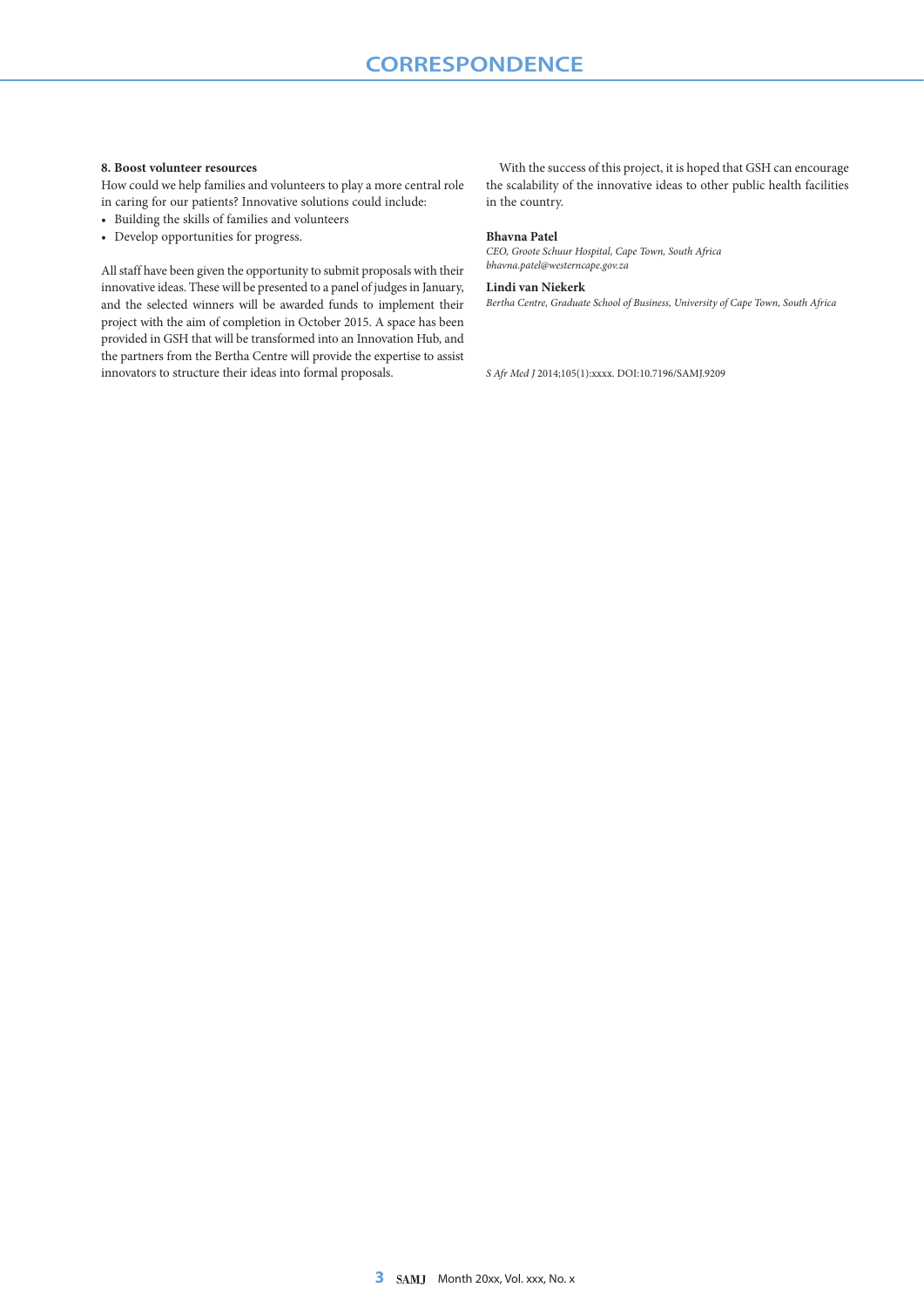**8. Boost volunteer resources**

How could we help families and volunteers to play a more central role in caring for our patients? Innovative solutions could include:

- Building the skills of families and volunteers
- Develop opportunities for progress.

All staff have been given the opportunity to submit proposals with their innovative ideas. These will be presented to a panel of judges in January, and the selected winners will be awarded funds to implement their project with the aim of completion in October 2015. A space has been provided in GSH that will be transformed into an Innovation Hub, and the partners from the Bertha Centre will provide the expertise to assist innovators to structure their ideas into formal proposals.

With the success of this project, it is hoped that GSH can encourage the scalability of the innovative ideas to other public health facilities in the country.

**Bhavna Patel**
*CEO, Groote Schuur Hospital, Cape Town, South Africa*
*bhavna.patel@westerncape.gov.za*

**Lindi van Niekerk**
*Bertha Centre, Graduate School of Business, University of Cape Town, South Africa*

*S Afr Med J* 2014;105(1):xxxx. DOI:10.7196/SAMJ.9209